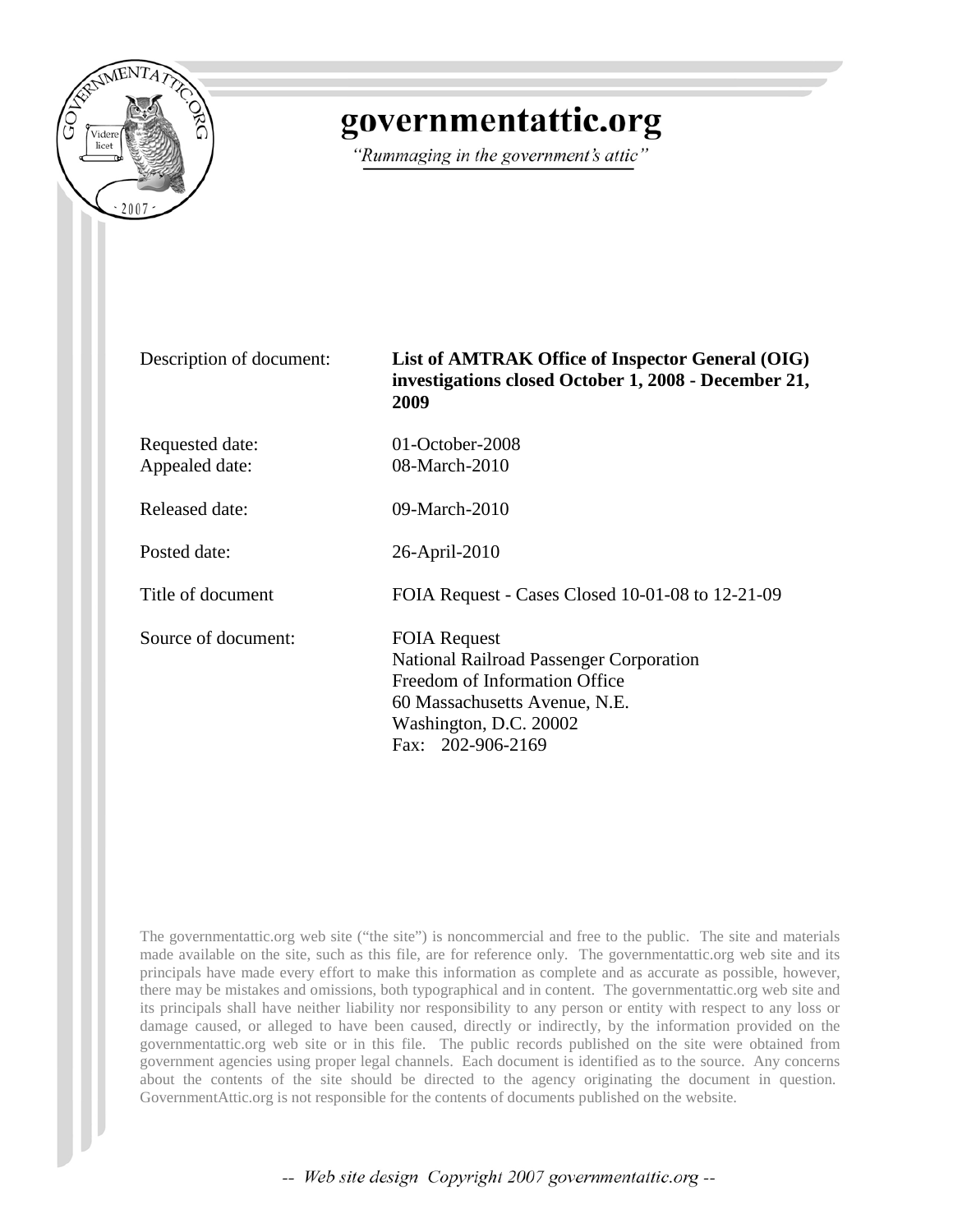# governmentattic.org

*"Rummaging in the government's attic"*

| | |
|---|---|
| Description of document: | **List of AMTRAK Office of Inspector General (OIG) investigations closed October 1, 2008 - December 21, 2009** |
| Requested date: | 01-October-2008 |
| Appealed date: | 08-March-2010 |
| Released date: | 09-March-2010 |
| Posted date: | 26-April-2010 |
| Title of document | FOIA Request - Cases Closed 10-01-08 to 12-21-09 |
| Source of document: | FOIA Request<br>National Railroad Passenger Corporation<br>Freedom of Information Office<br>60 Massachusetts Avenue, N.E.<br>Washington, D.C. 20002<br>Fax: 202-906-2169 |

The governmentattic.org web site ("the site") is noncommercial and free to the public. The site and materials made available on the site, such as this file, are for reference only. The governmentattic.org web site and its principals have made every effort to make this information as complete and as accurate as possible, however, there may be mistakes and omissions, both typographical and in content. The governmentattic.org web site and its principals shall have neither liability nor responsibility to any person or entity with respect to any loss or damage caused, or alleged to have been caused, directly or indirectly, by the information provided on the governmentattic.org web site or in this file. The public records published on the site were obtained from government agencies using proper legal channels. Each document is identified as to the source. Any concerns about the contents of the site should be directed to the agency originating the document in question. GovernmentAttic.org is not responsible for the contents of documents published on the website.

-- *Web site design Copyright 2007 governmentattic.org* --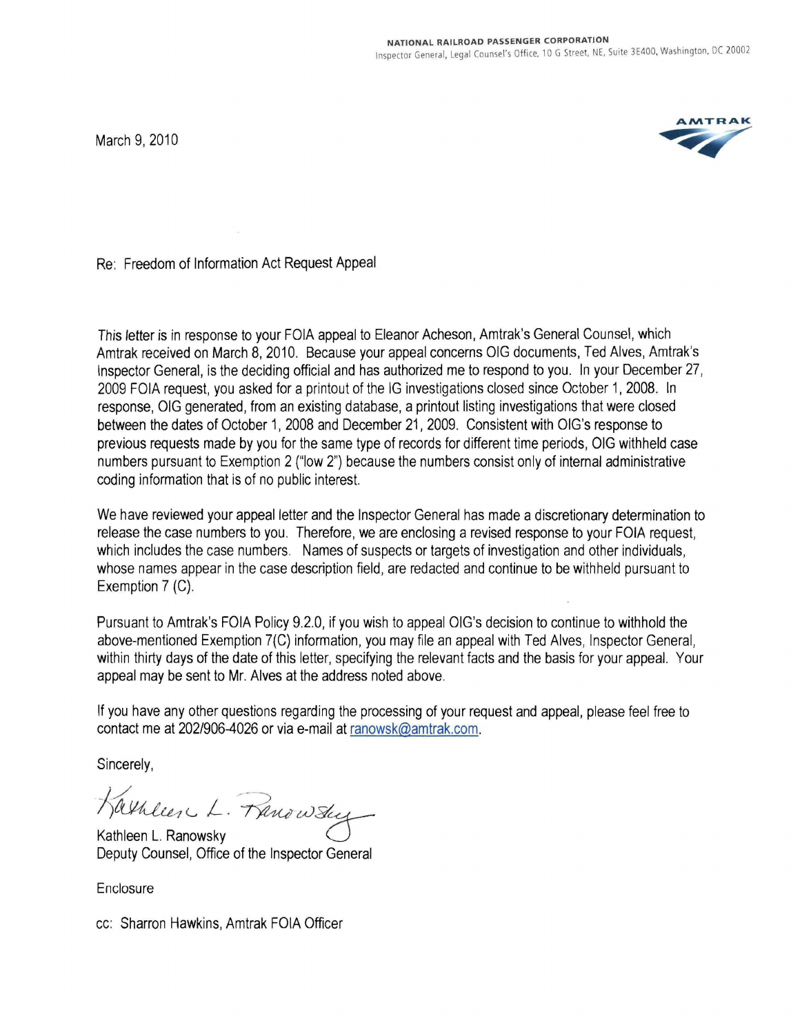NATIONAL RAILROAD PASSENGER CORPORATION
Inspector General, Legal Counsel's Office, 10 G Street, NE, Suite 3E400, Washington, DC 20002

AMTRAK

March 9, 2010

Re: Freedom of Information Act Request Appeal

This letter is in response to your FOIA appeal to Eleanor Acheson, Amtrak's General Counsel, which Amtrak received on March 8, 2010. Because your appeal concerns OIG documents, Ted Alves, Amtrak's Inspector General, is the deciding official and has authorized me to respond to you. In your December 27, 2009 FOIA request, you asked for a printout of the IG investigations closed since October 1, 2008. In response, OIG generated, from an existing database, a printout listing investigations that were closed between the dates of October 1, 2008 and December 21, 2009. Consistent with OIG's response to previous requests made by you for the same type of records for different time periods, OIG withheld case numbers pursuant to Exemption 2 ("low 2") because the numbers consist only of internal administrative coding information that is of no public interest.

We have reviewed your appeal letter and the Inspector General has made a discretionary determination to release the case numbers to you. Therefore, we are enclosing a revised response to your FOIA request, which includes the case numbers. Names of suspects or targets of investigation and other individuals, whose names appear in the case description field, are redacted and continue to be withheld pursuant to Exemption 7 (C).

Pursuant to Amtrak's FOIA Policy 9.2.0, if you wish to appeal OIG's decision to continue to withhold the above-mentioned Exemption 7(C) information, you may file an appeal with Ted Alves, Inspector General, within thirty days of the date of this letter, specifying the relevant facts and the basis for your appeal. Your appeal may be sent to Mr. Alves at the address noted above.

If you have any other questions regarding the processing of your request and appeal, please feel free to contact me at 202/906-4026 or via e-mail at ranowsk@amtrak.com.

Sincerely,

Kathleen L. Ranowsky
Deputy Counsel, Office of the Inspector General

Enclosure

cc: Sharron Hawkins, Amtrak FOIA Officer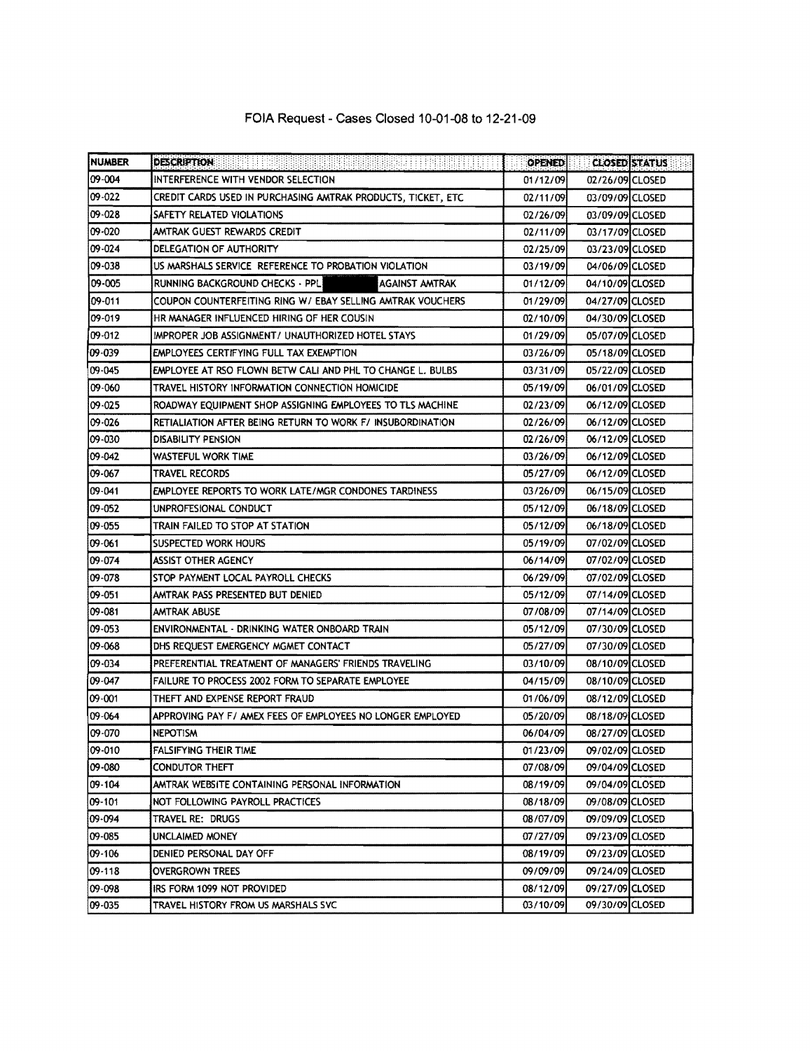# FOIA Request - Cases Closed 10-01-08 to 12-21-09

| NUMBER | DESCRIPTION | OPENED | CLOSED | STATUS |
|---|---|---|---|---|
| 09-004 | INTERFERENCE WITH VENDOR SELECTION | 01/12/09 | 02/26/09 | CLOSED |
| 09-022 | CREDIT CARDS USED IN PURCHASING AMTRAK PRODUCTS, TICKET, ETC | 02/11/09 | 03/09/09 | CLOSED |
| 09-028 | SAFETY RELATED VIOLATIONS | 02/26/09 | 03/09/09 | CLOSED |
| 09-020 | AMTRAK GUEST REWARDS CREDIT | 02/11/09 | 03/17/09 | CLOSED |
| 09-024 | DELEGATION OF AUTHORITY | 02/25/09 | 03/23/09 | CLOSED |
| 09-038 | US MARSHALS SERVICE REFERENCE TO PROBATION VIOLATION | 03/19/09 | 04/06/09 | CLOSED |
| 09-005 | RUNNING BACKGROUND CHECKS - PPL [REDACTED] AGAINST AMTRAK | 01/12/09 | 04/10/09 | CLOSED |
| 09-011 | COUPON COUNTERFEITING RING W/ EBAY SELLING AMTRAK VOUCHERS | 01/29/09 | 04/27/09 | CLOSED |
| 09-019 | HR MANAGER INFLUENCED HIRING OF HER COUSIN | 02/10/09 | 04/30/09 | CLOSED |
| 09-012 | IMPROPER JOB ASSIGNMENT/ UNAUTHORIZED HOTEL STAYS | 01/29/09 | 05/07/09 | CLOSED |
| 09-039 | EMPLOYEES CERTIFYING FULL TAX EXEMPTION | 03/26/09 | 05/18/09 | CLOSED |
| 09-045 | EMPLOYEE AT RSO FLOWN BETW CALI AND PHL TO CHANGE L. BULBS | 03/31/09 | 05/22/09 | CLOSED |
| 09-060 | TRAVEL HISTORY INFORMATION CONNECTION HOMICIDE | 05/19/09 | 06/01/09 | CLOSED |
| 09-025 | ROADWAY EQUIPMENT SHOP ASSIGNING EMPLOYEES TO TLS MACHINE | 02/23/09 | 06/12/09 | CLOSED |
| 09-026 | RETIALIATION AFTER BEING RETURN TO WORK F/ INSUBORDINATION | 02/26/09 | 06/12/09 | CLOSED |
| 09-030 | DISABILITY PENSION | 02/26/09 | 06/12/09 | CLOSED |
| 09-042 | WASTEFUL WORK TIME | 03/26/09 | 06/12/09 | CLOSED |
| 09-067 | TRAVEL RECORDS | 05/27/09 | 06/12/09 | CLOSED |
| 09-041 | EMPLOYEE REPORTS TO WORK LATE/MGR CONDONES TARDINESS | 03/26/09 | 06/15/09 | CLOSED |
| 09-052 | UNPROFESIONAL CONDUCT | 05/12/09 | 06/18/09 | CLOSED |
| 09-055 | TRAIN FAILED TO STOP AT STATION | 05/12/09 | 06/18/09 | CLOSED |
| 09-061 | SUSPECTED WORK HOURS | 05/19/09 | 07/02/09 | CLOSED |
| 09-074 | ASSIST OTHER AGENCY | 06/14/09 | 07/02/09 | CLOSED |
| 09-078 | STOP PAYMENT LOCAL PAYROLL CHECKS | 06/29/09 | 07/02/09 | CLOSED |
| 09-051 | AMTRAK PASS PRESENTED BUT DENIED | 05/12/09 | 07/14/09 | CLOSED |
| 09-081 | AMTRAK ABUSE | 07/08/09 | 07/14/09 | CLOSED |
| 09-053 | ENVIRONMENTAL - DRINKING WATER ONBOARD TRAIN | 05/12/09 | 07/30/09 | CLOSED |
| 09-068 | DHS REQUEST EMERGENCY MGMET CONTACT | 05/27/09 | 07/30/09 | CLOSED |
| 09-034 | PREFERENTIAL TREATMENT OF MANAGERS' FRIENDS TRAVELING | 03/10/09 | 08/10/09 | CLOSED |
| 09-047 | FAILURE TO PROCESS 2002 FORM TO SEPARATE EMPLOYEE | 04/15/09 | 08/10/09 | CLOSED |
| 09-001 | THEFT AND EXPENSE REPORT FRAUD | 01/06/09 | 08/12/09 | CLOSED |
| 09-064 | APPROVING PAY F/ AMEX FEES OF EMPLOYEES NO LONGER EMPLOYED | 05/20/09 | 08/18/09 | CLOSED |
| 09-070 | NEPOTISM | 06/04/09 | 08/27/09 | CLOSED |
| 09-010 | FALSIFYING THEIR TIME | 01/23/09 | 09/02/09 | CLOSED |
| 09-080 | CONDUTOR THEFT | 07/08/09 | 09/04/09 | CLOSED |
| 09-104 | AMTRAK WEBSITE CONTAINING PERSONAL INFORMATION | 08/19/09 | 09/04/09 | CLOSED |
| 09-101 | NOT FOLLOWING PAYROLL PRACTICES | 08/18/09 | 09/08/09 | CLOSED |
| 09-094 | TRAVEL RE: DRUGS | 08/07/09 | 09/09/09 | CLOSED |
| 09-085 | UNCLAIMED MONEY | 07/27/09 | 09/23/09 | CLOSED |
| 09-106 | DENIED PERSONAL DAY OFF | 08/19/09 | 09/23/09 | CLOSED |
| 09-118 | OVERGROWN TREES | 09/09/09 | 09/24/09 | CLOSED |
| 09-098 | IRS FORM 1099 NOT PROVIDED | 08/12/09 | 09/27/09 | CLOSED |
| 09-035 | TRAVEL HISTORY FROM US MARSHALS SVC | 03/10/09 | 09/30/09 | CLOSED |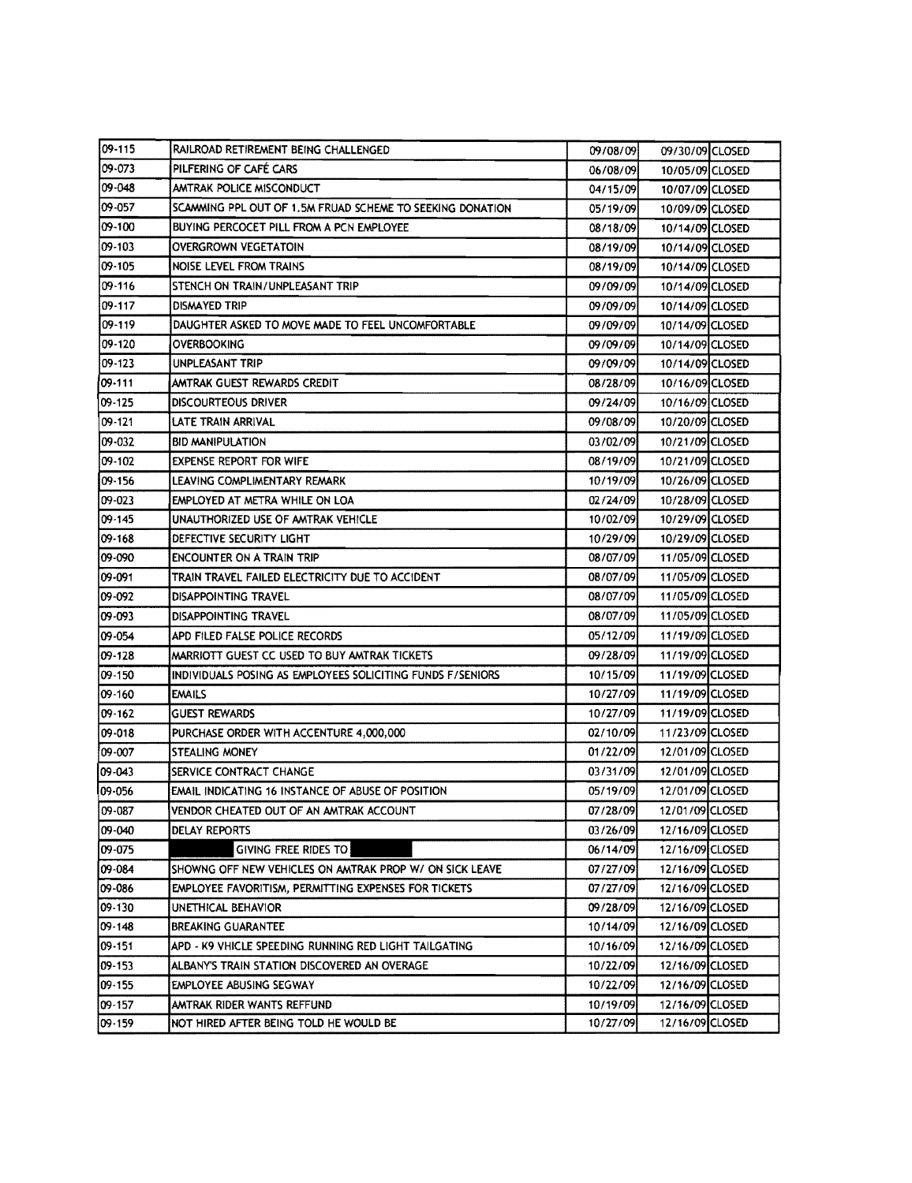| | | | | |
|---|---|---|---|---|
| 09-115 | RAILROAD RETIREMENT BEING CHALLENGED | 09/08/09 | 09/30/09 | CLOSED |
| 09-073 | PILFERING OF CAFÉ CARS | 06/08/09 | 10/05/09 | CLOSED |
| 09-048 | AMTRAK POLICE MISCONDUCT | 04/15/09 | 10/07/09 | CLOSED |
| 09-057 | SCAMMING PPL OUT OF 1.5M FRUAD SCHEME TO SEEKING DONATION | 05/19/09 | 10/09/09 | CLOSED |
| 09-100 | BUYING PERCOCET PILL FROM A PCN EMPLOYEE | 08/18/09 | 10/14/09 | CLOSED |
| 09-103 | OVERGROWN VEGETATOIN | 08/19/09 | 10/14/09 | CLOSED |
| 09-105 | NOISE LEVEL FROM TRAINS | 08/19/09 | 10/14/09 | CLOSED |
| 09-116 | STENCH ON TRAIN/UNPLEASANT TRIP | 09/09/09 | 10/14/09 | CLOSED |
| 09-117 | DISMAYED TRIP | 09/09/09 | 10/14/09 | CLOSED |
| 09-119 | DAUGHTER ASKED TO MOVE MADE TO FEEL UNCOMFORTABLE | 09/09/09 | 10/14/09 | CLOSED |
| 09-120 | OVERBOOKING | 09/09/09 | 10/14/09 | CLOSED |
| 09-123 | UNPLEASANT TRIP | 09/09/09 | 10/14/09 | CLOSED |
| 09-111 | AMTRAK GUEST REWARDS CREDIT | 08/28/09 | 10/16/09 | CLOSED |
| 09-125 | DISCOURTEOUS DRIVER | 09/24/09 | 10/16/09 | CLOSED |
| 09-121 | LATE TRAIN ARRIVAL | 09/08/09 | 10/20/09 | CLOSED |
| 09-032 | BID MANIPULATION | 03/02/09 | 10/21/09 | CLOSED |
| 09-102 | EXPENSE REPORT FOR WIFE | 08/19/09 | 10/21/09 | CLOSED |
| 09-156 | LEAVING COMPLIMENTARY REMARK | 10/19/09 | 10/26/09 | CLOSED |
| 09-023 | EMPLOYED AT METRA WHILE ON LOA | 02/24/09 | 10/28/09 | CLOSED |
| 09-145 | UNAUTHORIZED USE OF AMTRAK VEHICLE | 10/02/09 | 10/29/09 | CLOSED |
| 09-168 | DEFECTIVE SECURITY LIGHT | 10/29/09 | 10/29/09 | CLOSED |
| 09-090 | ENCOUNTER ON A TRAIN TRIP | 08/07/09 | 11/05/09 | CLOSED |
| 09-091 | TRAIN TRAVEL FAILED ELECTRICITY DUE TO ACCIDENT | 08/07/09 | 11/05/09 | CLOSED |
| 09-092 | DISAPPOINTING TRAVEL | 08/07/09 | 11/05/09 | CLOSED |
| 09-093 | DISAPPOINTING TRAVEL | 08/07/09 | 11/05/09 | CLOSED |
| 09-054 | APD FILED FALSE POLICE RECORDS | 05/12/09 | 11/19/09 | CLOSED |
| 09-128 | MARRIOTT GUEST CC USED TO BUY AMTRAK TICKETS | 09/28/09 | 11/19/09 | CLOSED |
| 09-150 | INDIVIDUALS POSING AS EMPLOYEES SOLICITING FUNDS F/SENIORS | 10/15/09 | 11/19/09 | CLOSED |
| 09-160 | EMAILS | 10/27/09 | 11/19/09 | CLOSED |
| 09-162 | GUEST REWARDS | 10/27/09 | 11/19/09 | CLOSED |
| 09-018 | PURCHASE ORDER WITH ACCENTURE 4,000,000 | 02/10/09 | 11/23/09 | CLOSED |
| 09-007 | STEALING MONEY | 01/22/09 | 12/01/09 | CLOSED |
| 09-043 | SERVICE CONTRACT CHANGE | 03/31/09 | 12/01/09 | CLOSED |
| 09-056 | EMAIL INDICATING 16 INSTANCE OF ABUSE OF POSITION | 05/19/09 | 12/01/09 | CLOSED |
| 09-087 | VENDOR CHEATED OUT OF AN AMTRAK ACCOUNT | 07/28/09 | 12/01/09 | CLOSED |
| 09-040 | DELAY REPORTS | 03/26/09 | 12/16/09 | CLOSED |
| 09-075 | [REDACTED] GIVING FREE RIDES TO [REDACTED] | 06/14/09 | 12/16/09 | CLOSED |
| 09-084 | SHOWNG OFF NEW VEHICLES ON AMTRAK PROP W/ ON SICK LEAVE | 07/27/09 | 12/16/09 | CLOSED |
| 09-086 | EMPLOYEE FAVORITISM, PERMITTING EXPENSES FOR TICKETS | 07/27/09 | 12/16/09 | CLOSED |
| 09-130 | UNETHICAL BEHAVIOR | 09/28/09 | 12/16/09 | CLOSED |
| 09-148 | BREAKING GUARANTEE | 10/14/09 | 12/16/09 | CLOSED |
| 09-151 | APD - K9 VHICLE SPEEDING RUNNING RED LIGHT TAILGATING | 10/16/09 | 12/16/09 | CLOSED |
| 09-153 | ALBANY'S TRAIN STATION DISCOVERED AN OVERAGE | 10/22/09 | 12/16/09 | CLOSED |
| 09-155 | EMPLOYEE ABUSING SEGWAY | 10/22/09 | 12/16/09 | CLOSED |
| 09-157 | AMTRAK RIDER WANTS REFFUND | 10/19/09 | 12/16/09 | CLOSED |
| 09-159 | NOT HIRED AFTER BEING TOLD HE WOULD BE | 10/27/09 | 12/16/09 | CLOSED |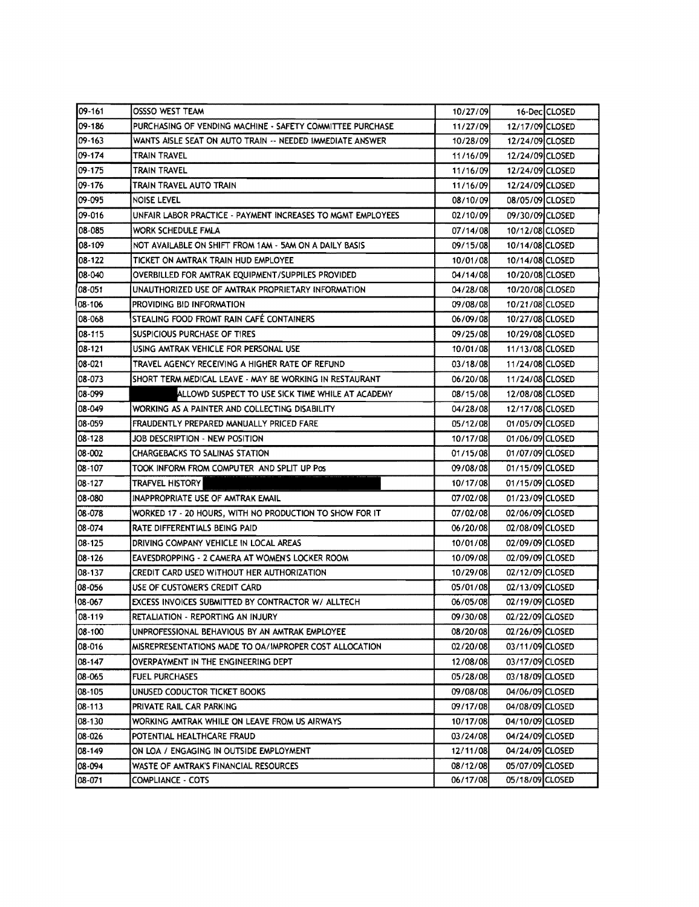| | | | | |
|---|---|---|---|---|
| 09-161 | OSSSO WEST TEAM | 10/27/09 | 16-Dec | CLOSED |
| 09-186 | PURCHASING OF VENDING MACHINE - SAFETY COMMITTEE PURCHASE | 11/27/09 | 12/17/09 | CLOSED |
| 09-163 | WANTS AISLE SEAT ON AUTO TRAIN -- NEEDED IMMEDIATE ANSWER | 10/28/09 | 12/24/09 | CLOSED |
| 09-174 | TRAIN TRAVEL | 11/16/09 | 12/24/09 | CLOSED |
| 09-175 | TRAIN TRAVEL | 11/16/09 | 12/24/09 | CLOSED |
| 09-176 | TRAIN TRAVEL AUTO TRAIN | 11/16/09 | 12/24/09 | CLOSED |
| 09-095 | NOISE LEVEL | 08/10/09 | 08/05/09 | CLOSED |
| 09-016 | UNFAIR LABOR PRACTICE - PAYMENT INCREASES TO MGMT EMPLOYEES | 02/10/09 | 09/30/09 | CLOSED |
| 08-085 | WORK SCHEDULE FMLA | 07/14/08 | 10/12/08 | CLOSED |
| 08-109 | NOT AVAILABLE ON SHIFT FROM 1AM - 5AM ON A DAILY BASIS | 09/15/08 | 10/14/08 | CLOSED |
| 08-122 | TICKET ON AMTRAK TRAIN HUD EMPLOYEE | 10/01/08 | 10/14/08 | CLOSED |
| 08-040 | OVERBILLED FOR AMTRAK EQUIPMENT/SUPPILES PROVIDED | 04/14/08 | 10/20/08 | CLOSED |
| 08-051 | UNAUTHORIZED USE OF AMTRAK PROPRIETARY INFORMATION | 04/28/08 | 10/20/08 | CLOSED |
| 08-106 | PROVIDING BID INFORMATION | 09/08/08 | 10/21/08 | CLOSED |
| 08-068 | STEALING FOOD FROMT RAIN CAFÉ CONTAINERS | 06/09/08 | 10/27/08 | CLOSED |
| 08-115 | SUSPICIOUS PURCHASE OF TIRES | 09/25/08 | 10/29/08 | CLOSED |
| 08-121 | USING AMTRAK VEHICLE FOR PERSONAL USE | 10/01/08 | 11/13/08 | CLOSED |
| 08-021 | TRAVEL AGENCY RECEIVING A HIGHER RATE OF REFUND | 03/18/08 | 11/24/08 | CLOSED |
| 08-073 | SHORT TERM MEDICAL LEAVE - MAY BE WORKING IN RESTAURANT | 06/20/08 | 11/24/08 | CLOSED |
| 08-099 | ALLOWD SUSPECT TO USE SICK TIME WHILE AT ACADEMY | 08/15/08 | 12/08/08 | CLOSED |
| 08-049 | WORKING AS A PAINTER AND COLLECTING DISABILITY | 04/28/08 | 12/17/08 | CLOSED |
| 08-059 | FRAUDENTLY PREPARED MANUALLY PRICED FARE | 05/12/08 | 01/05/09 | CLOSED |
| 08-128 | JOB DESCRIPTION - NEW POSITION | 10/17/08 | 01/06/09 | CLOSED |
| 08-002 | CHARGEBACKS TO SALINAS STATION | 01/15/08 | 01/07/09 | CLOSED |
| 08-107 | TOOK INFORM FROM COMPUTER AND SPLIT UP Pos | 09/08/08 | 01/15/09 | CLOSED |
| 08-127 | TRAFVEL HISTORY | 10/17/08 | 01/15/09 | CLOSED |
| 08-080 | INAPPROPRIATE USE OF AMTRAK EMAIL | 07/02/08 | 01/23/09 | CLOSED |
| 08-078 | WORKED 17 - 20 HOURS, WITH NO PRODUCTION TO SHOW FOR IT | 07/02/08 | 02/06/09 | CLOSED |
| 08-074 | RATE DIFFERENTIALS BEING PAID | 06/20/08 | 02/08/09 | CLOSED |
| 08-125 | DRIVING COMPANY VEHICLE IN LOCAL AREAS | 10/01/08 | 02/09/09 | CLOSED |
| 08-126 | EAVESDROPPING - 2 CAMERA AT WOMEN'S LOCKER ROOM | 10/09/08 | 02/09/09 | CLOSED |
| 08-137 | CREDIT CARD USED WITHOUT HER AUTHORIZATION | 10/29/08 | 02/12/09 | CLOSED |
| 08-056 | USE OF CUSTOMER'S CREDIT CARD | 05/01/08 | 02/13/09 | CLOSED |
| 08-067 | EXCESS INVOICES SUBMITTED BY CONTRACTOR W/ ALLTECH | 06/05/08 | 02/19/09 | CLOSED |
| 08-119 | RETALIATION - REPORTING AN INJURY | 09/30/08 | 02/22/09 | CLOSED |
| 08-100 | UNPROFESSIONAL BEHAVIOUS BY AN AMTRAK EMPLOYEE | 08/20/08 | 02/26/09 | CLOSED |
| 08-016 | MISREPRESENTATIONS MADE TO OA/IMPROPER COST ALLOCATION | 02/20/08 | 03/11/09 | CLOSED |
| 08-147 | OVERPAYMENT IN THE ENGINEERING DEPT | 12/08/08 | 03/17/09 | CLOSED |
| 08-065 | FUEL PURCHASES | 05/28/08 | 03/18/09 | CLOSED |
| 08-105 | UNUSED CODUCTOR TICKET BOOKS | 09/08/08 | 04/06/09 | CLOSED |
| 08-113 | PRIVATE RAIL CAR PARKING | 09/17/08 | 04/08/09 | CLOSED |
| 08-130 | WORKING AMTRAK WHILE ON LEAVE FROM US AIRWAYS | 10/17/08 | 04/10/09 | CLOSED |
| 08-026 | POTENTIAL HEALTHCARE FRAUD | 03/24/08 | 04/24/09 | CLOSED |
| 08-149 | ON LOA / ENGAGING IN OUTSIDE EMPLOYMENT | 12/11/08 | 04/24/09 | CLOSED |
| 08-094 | WASTE OF AMTRAK'S FINANCIAL RESOURCES | 08/12/08 | 05/07/09 | CLOSED |
| 08-071 | COMPLIANCE - COTS | 06/17/08 | 05/18/09 | CLOSED |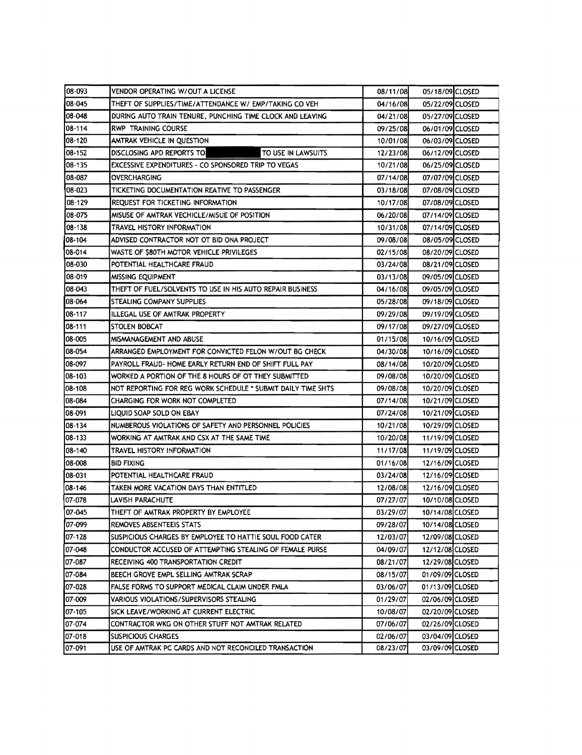| | | | | |
|---|---|---|---|---|
| 08-093 | VENDOR OPERATING W/OUT A LICENSE | 08/11/08 | 05/18/09 | CLOSED |
| 08-045 | THEFT OF SUPPLIES/TIME/ATTENDANCE W/ EMP/TAKING CO VEH | 04/16/08 | 05/22/09 | CLOSED |
| 08-048 | DURING AUTO TRAIN TENURE, PUNCHING TIME CLOCK AND LEAVING | 04/21/08 | 05/27/09 | CLOSED |
| 08-114 | RWP TRAINING COURSE | 09/25/08 | 06/01/09 | CLOSED |
| 08-120 | AMTRAK VEHICLE IN QUESTION | 10/01/08 | 06/03/09 | CLOSED |
| 08-152 | DISCLOSING APD REPORTS TO [REDACTED] TO USE IN LAWSUITS | 12/23/08 | 06/12/09 | CLOSED |
| 08-135 | EXCESSIVE EXPENDITURES - CO SPONSORED TRIP TO VEGAS | 10/21/08 | 06/25/09 | CLOSED |
| 08-087 | OVERCHARGING | 07/14/08 | 07/07/09 | CLOSED |
| 08-023 | TICKETING DOCUMENTATION REATIVE TO PASSENGER | 03/18/08 | 07/08/09 | CLOSED |
| 08-129 | REQUEST FOR TICKETING INFORMATION | 10/17/08 | 07/08/09 | CLOSED |
| 08-075 | MISUSE OF AMTRAK VECHICLE/MISUE OF POSITION | 06/20/08 | 07/14/09 | CLOSED |
| 08-138 | TRAVEL HISTORY INFORMATION | 10/31/08 | 07/14/09 | CLOSED |
| 08-104 | ADVISED CONTRACTOR NOT OT BID ONA PROJECT | 09/08/08 | 08/05/09 | CLOSED |
| 08-014 | WASTE OF $80TH MOTOR VEHICLE PRIVILEGES | 02/15/08 | 08/20/09 | CLOSED |
| 08-030 | POTENTIAL HEALTHCARE FRAUD | 03/24/08 | 08/21/09 | CLOSED |
| 08-019 | MISSING EQUIPMENT | 03/13/08 | 09/05/09 | CLOSED |
| 08-043 | THEFT OF FUEL/SOLVENTS TO USE IN HIS AUTO REPAIR BUSINESS | 04/16/08 | 09/05/09 | CLOSED |
| 08-064 | STEALING COMPANY SUPPLIES | 05/28/08 | 09/18/09 | CLOSED |
| 08-117 | ILLEGAL USE OF AMTRAK PROPERTY | 09/29/08 | 09/19/09 | CLOSED |
| 08-111 | STOLEN BOBCAT | 09/17/08 | 09/27/09 | CLOSED |
| 08-005 | MISMANAGEMENT AND ABUSE | 01/15/08 | 10/16/09 | CLOSED |
| 08-054 | ARRANGED EMPLOYMENT FOR CONVICTED FELON W/OUT BG CHECK | 04/30/08 | 10/16/09 | CLOSED |
| 08-097 | PAYROLL FRAUD- HOME EARLY RETURN END OF SHIFT FULL PAY | 08/14/08 | 10/20/09 | CLOSED |
| 08-103 | WORKED A PORTION OF THE 8 HOURS OF OT THEY SUBMITTED | 09/08/08 | 10/20/09 | CLOSED |
| 08-108 | NOT REPORTING FOR REG WORK SCHEDULE * SUBMIT DAILY TIME SHTS | 09/08/08 | 10/20/09 | CLOSED |
| 08-084 | CHARGING FOR WORK NOT COMPLETED | 07/14/08 | 10/21/09 | CLOSED |
| 08-091 | LIQUID SOAP SOLD ON EBAY | 07/24/08 | 10/21/09 | CLOSED |
| 08-134 | NUMBEROUS VIOLATIONS OF SAFETY AND PERSONNEL POLICIES | 10/21/08 | 10/29/09 | CLOSED |
| 08-133 | WORKING AT AMTRAK AND CSX AT THE SAME TIME | 10/20/08 | 11/19/09 | CLOSED |
| 08-140 | TRAVEL HISTORY INFORMATION | 11/17/08 | 11/19/09 | CLOSED |
| 08-008 | BID FIXING | 01/16/08 | 12/16/09 | CLOSED |
| 08-031 | POTENTIAL HEALTHCARE FRAUD | 03/24/08 | 12/16/09 | CLOSED |
| 08-146 | TAKEN MORE VACATION DAYS THAN ENTITLED | 12/08/08 | 12/16/09 | CLOSED |
| 07-078 | LAVISH PARACHUTE | 07/27/07 | 10/10/08 | CLOSED |
| 07-045 | THEFT OF AMTRAK PROPERTY BY EMPLOYEE | 03/29/07 | 10/14/08 | CLOSED |
| 07-099 | REMOVES ABSENTEEIS STATS | 09/28/07 | 10/14/08 | CLOSED |
| 07-128 | SUSPICIOUS CHARGES BY EMPLOYEE TO HATTIE SOUL FOOD CATER | 12/03/07 | 12/09/08 | CLOSED |
| 07-048 | CONDUCTOR ACCUSED OF ATTEMPTING STEALING OF FEMALE PURSE | 04/09/07 | 12/12/08 | CLOSED |
| 07-087 | RECEIVING 400 TRANSPORTATION CREDIT | 08/21/07 | 12/29/08 | CLOSED |
| 07-084 | BEECH GROVE EMPL SELLING AMTRAK SCRAP | 08/15/07 | 01/09/09 | CLOSED |
| 07-028 | FALSE FORMS TO SUPPORT MEDICAL CLAIM UNDER FMLA | 03/06/07 | 01/13/09 | CLOSED |
| 07-009 | VARIOUS VIOLATIONS/SUPERVISORS STEALING | 01/29/07 | 02/06/09 | CLOSED |
| 07-105 | SICK LEAVE/WORKING AT CURRENT ELECTRIC | 10/08/07 | 02/20/09 | CLOSED |
| 07-074 | CONTRACTOR WKG ON OTHER STUFF NOT AMTRAK RELATED | 07/06/07 | 02/26/09 | CLOSED |
| 07-018 | SUSPICIOUS CHARGES | 02/06/07 | 03/04/09 | CLOSED |
| 07-091 | USE OF AMTRAK PC CARDS AND NOT RECONCILED TRANSACTION | 08/23/07 | 03/09/09 | CLOSED |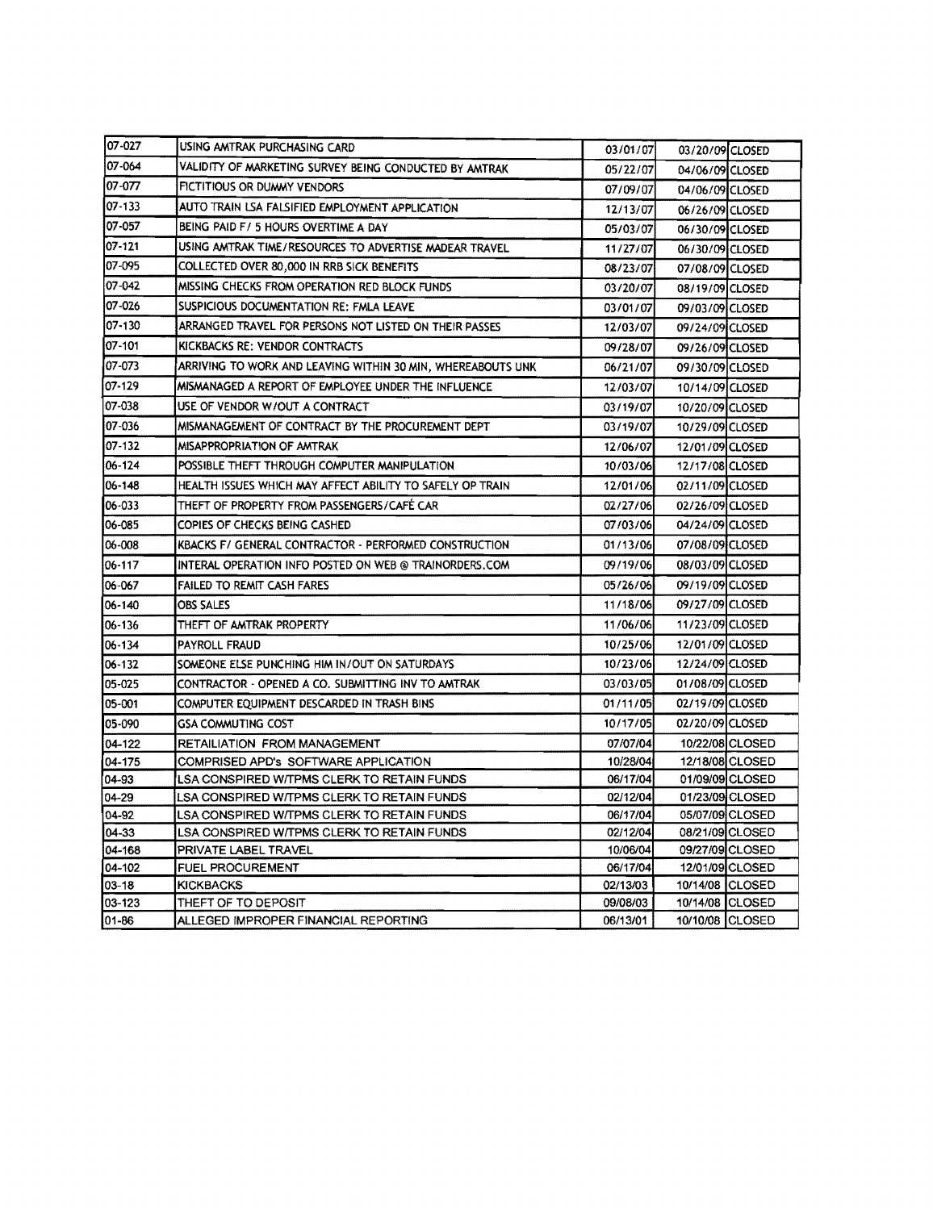| | | | | |
|---|---|---|---|---|
| 07-027 | USING AMTRAK PURCHASING CARD | 03/01/07 | 03/20/09 | CLOSED |
| 07-064 | VALIDITY OF MARKETING SURVEY BEING CONDUCTED BY AMTRAK | 05/22/07 | 04/06/09 | CLOSED |
| 07-077 | FICTITIOUS OR DUMMY VENDORS | 07/09/07 | 04/06/09 | CLOSED |
| 07-133 | AUTO TRAIN LSA FALSIFIED EMPLOYMENT APPLICATION | 12/13/07 | 06/26/09 | CLOSED |
| 07-057 | BEING PAID F/ 5 HOURS OVERTIME A DAY | 05/03/07 | 06/30/09 | CLOSED |
| 07-121 | USING AMTRAK TIME/RESOURCES TO ADVERTISE MADEAR TRAVEL | 11/27/07 | 06/30/09 | CLOSED |
| 07-095 | COLLECTED OVER 80,000 IN RRB SICK BENEFITS | 08/23/07 | 07/08/09 | CLOSED |
| 07-042 | MISSING CHECKS FROM OPERATION RED BLOCK FUNDS | 03/20/07 | 08/19/09 | CLOSED |
| 07-026 | SUSPICIOUS DOCUMENTATION RE: FMLA LEAVE | 03/01/07 | 09/03/09 | CLOSED |
| 07-130 | ARRANGED TRAVEL FOR PERSONS NOT LISTED ON THEIR PASSES | 12/03/07 | 09/24/09 | CLOSED |
| 07-101 | KICKBACKS RE: VENDOR CONTRACTS | 09/28/07 | 09/26/09 | CLOSED |
| 07-073 | ARRIVING TO WORK AND LEAVING WITHIN 30 MIN, WHEREABOUTS UNK | 06/21/07 | 09/30/09 | CLOSED |
| 07-129 | MISMANAGED A REPORT OF EMPLOYEE UNDER THE INFLUENCE | 12/03/07 | 10/14/09 | CLOSED |
| 07-038 | USE OF VENDOR W/OUT A CONTRACT | 03/19/07 | 10/20/09 | CLOSED |
| 07-036 | MISMANAGEMENT OF CONTRACT BY THE PROCUREMENT DEPT | 03/19/07 | 10/29/09 | CLOSED |
| 07-132 | MISAPPROPRIATION OF AMTRAK | 12/06/07 | 12/01/09 | CLOSED |
| 06-124 | POSSIBLE THEFT THROUGH COMPUTER MANIPULATION | 10/03/06 | 12/17/08 | CLOSED |
| 06-148 | HEALTH ISSUES WHICH MAY AFFECT ABILITY TO SAFELY OP TRAIN | 12/01/06 | 02/11/09 | CLOSED |
| 06-033 | THEFT OF PROPERTY FROM PASSENGERS/CAFÉ CAR | 02/27/06 | 02/26/09 | CLOSED |
| 06-085 | COPIES OF CHECKS BEING CASHED | 07/03/06 | 04/24/09 | CLOSED |
| 06-008 | KBACKS F/ GENERAL CONTRACTOR - PERFORMED CONSTRUCTION | 01/13/06 | 07/08/09 | CLOSED |
| 06-117 | INTERAL OPERATION INFO POSTED ON WEB @ TRAINORDERS.COM | 09/19/06 | 08/03/09 | CLOSED |
| 06-067 | FAILED TO REMIT CASH FARES | 05/26/06 | 09/19/09 | CLOSED |
| 06-140 | OBS SALES | 11/18/06 | 09/27/09 | CLOSED |
| 06-136 | THEFT OF AMTRAK PROPERTY | 11/06/06 | 11/23/09 | CLOSED |
| 06-134 | PAYROLL FRAUD | 10/25/06 | 12/01/09 | CLOSED |
| 06-132 | SOMEONE ELSE PUNCHING HIM IN/OUT ON SATURDAYS | 10/23/06 | 12/24/09 | CLOSED |
| 05-025 | CONTRACTOR - OPENED A CO. SUBMITTING INV TO AMTRAK | 03/03/05 | 01/08/09 | CLOSED |
| 05-001 | COMPUTER EQUIPMENT DESCARDED IN TRASH BINS | 01/11/05 | 02/19/09 | CLOSED |
| 05-090 | GSA COMMUTING COST | 10/17/05 | 02/20/09 | CLOSED |
| 04-122 | RETAILIATION FROM MANAGEMENT | 07/07/04 | 10/22/08 | CLOSED |
| 04-175 | COMPRISED APD's SOFTWARE APPLICATION | 10/28/04 | 12/18/08 | CLOSED |
| 04-93 | LSA CONSPIRED W/TPMS CLERK TO RETAIN FUNDS | 06/17/04 | 01/09/09 | CLOSED |
| 04-29 | LSA CONSPIRED W/TPMS CLERK TO RETAIN FUNDS | 02/12/04 | 01/23/09 | CLOSED |
| 04-92 | LSA CONSPIRED W/TPMS CLERK TO RETAIN FUNDS | 06/17/04 | 05/07/09 | CLOSED |
| 04-33 | LSA CONSPIRED W/TPMS CLERK TO RETAIN FUNDS | 02/12/04 | 08/21/09 | CLOSED |
| 04-168 | PRIVATE LABEL TRAVEL | 10/06/04 | 09/27/09 | CLOSED |
| 04-102 | FUEL PROCUREMENT | 06/17/04 | 12/01/09 | CLOSED |
| 03-18 | KICKBACKS | 02/13/03 | 10/14/08 | CLOSED |
| 03-123 | THEFT OF TO DEPOSIT | 09/08/03 | 10/14/08 | CLOSED |
| 01-86 | ALLEGED IMPROPER FINANCIAL REPORTING | 06/13/01 | 10/10/08 | CLOSED |